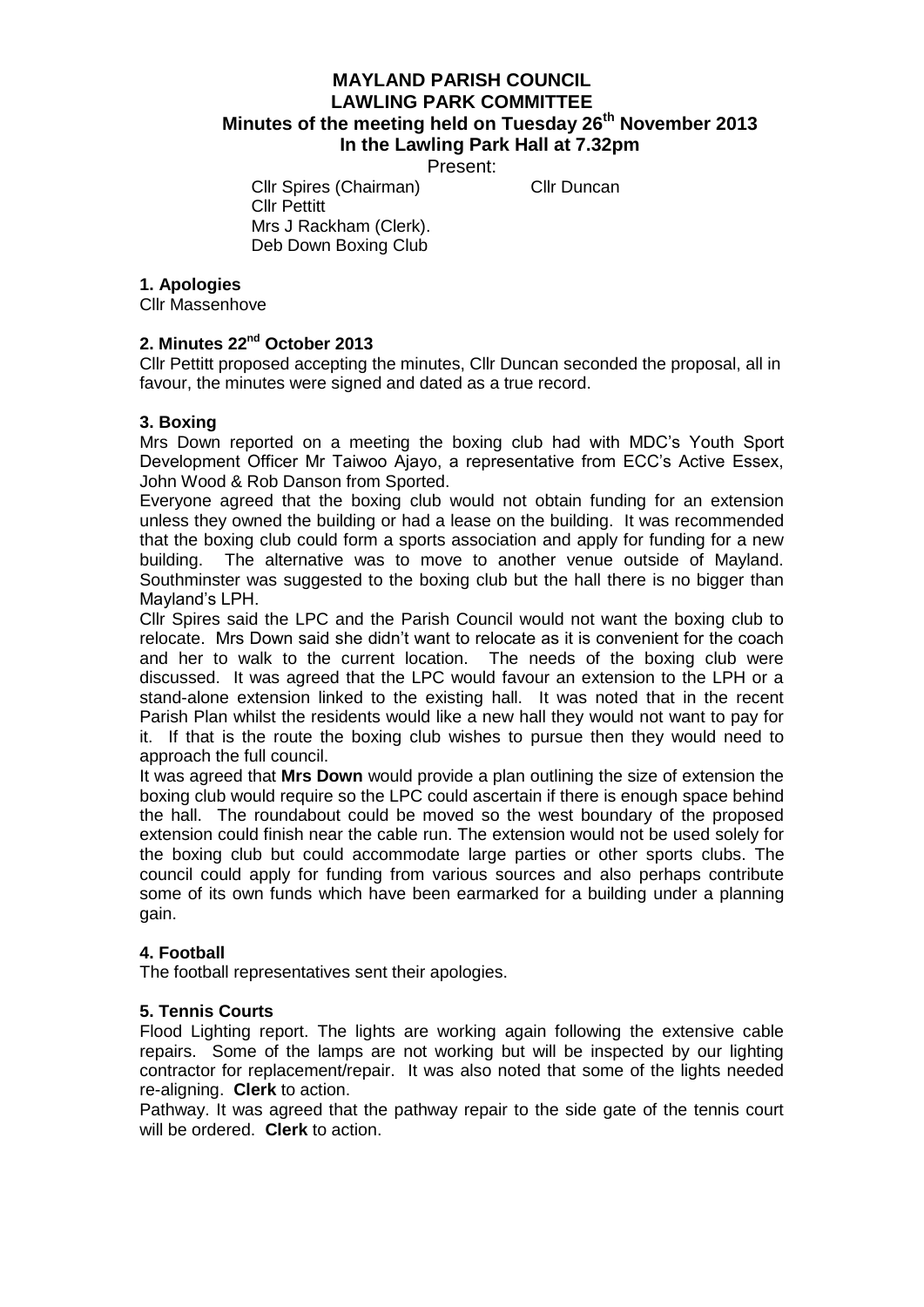# MAYLAND PARISH COUNCIL
## LAWLING PARK COMMITTEE
### Minutes of the meeting held on Tuesday 26th November 2013
### In the Lawling Park Hall at 7.32pm

Present:

Cllr Spires (Chairman)
Cllr Duncan
Cllr Pettitt
Mrs J Rackham (Clerk).
Deb Down Boxing Club

**1. Apologies**

Cllr Massenhove

**2. Minutes 22nd October 2013**

Cllr Pettitt proposed accepting the minutes, Cllr Duncan seconded the proposal, all in favour, the minutes were signed and dated as a true record.

**3. Boxing**

Mrs Down reported on a meeting the boxing club had with MDC's Youth Sport Development Officer Mr Taiwoo Ajayo, a representative from ECC's Active Essex, John Wood & Rob Danson from Sported.

Everyone agreed that the boxing club would not obtain funding for an extension unless they owned the building or had a lease on the building. It was recommended that the boxing club could form a sports association and apply for funding for a new building. The alternative was to move to another venue outside of Mayland. Southminster was suggested to the boxing club but the hall there is no bigger than Mayland's LPH.

Cllr Spires said the LPC and the Parish Council would not want the boxing club to relocate. Mrs Down said she didn't want to relocate as it is convenient for the coach and her to walk to the current location. The needs of the boxing club were discussed. It was agreed that the LPC would favour an extension to the LPH or a stand-alone extension linked to the existing hall. It was noted that in the recent Parish Plan whilst the residents would like a new hall they would not want to pay for it. If that is the route the boxing club wishes to pursue then they would need to approach the full council.

It was agreed that **Mrs Down** would provide a plan outlining the size of extension the boxing club would require so the LPC could ascertain if there is enough space behind the hall. The roundabout could be moved so the west boundary of the proposed extension could finish near the cable run. The extension would not be used solely for the boxing club but could accommodate large parties or other sports clubs. The council could apply for funding from various sources and also perhaps contribute some of its own funds which have been earmarked for a building under a planning gain.

**4. Football**

The football representatives sent their apologies.

**5. Tennis Courts**

Flood Lighting report. The lights are working again following the extensive cable repairs. Some of the lamps are not working but will be inspected by our lighting contractor for replacement/repair. It was also noted that some of the lights needed re-aligning. **Clerk** to action.

Pathway. It was agreed that the pathway repair to the side gate of the tennis court will be ordered. **Clerk** to action.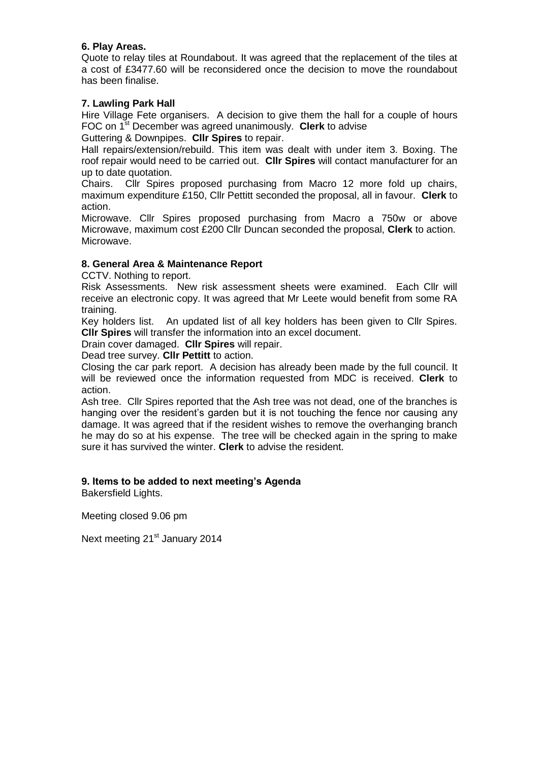**6. Play Areas.**

Quote to relay tiles at Roundabout. It was agreed that the replacement of the tiles at a cost of £3477.60 will be reconsidered once the decision to move the roundabout has been finalise.

**7. Lawling Park Hall**

Hire Village Fete organisers. A decision to give them the hall for a couple of hours FOC on 1st December was agreed unanimously. **Clerk** to advise

Guttering & Downpipes. **Cllr Spires** to repair.

Hall repairs/extension/rebuild. This item was dealt with under item 3. Boxing. The roof repair would need to be carried out. **Cllr Spires** will contact manufacturer for an up to date quotation.

Chairs. Cllr Spires proposed purchasing from Macro 12 more fold up chairs, maximum expenditure £150, Cllr Pettitt seconded the proposal, all in favour. **Clerk** to action.

Microwave. Cllr Spires proposed purchasing from Macro a 750w or above Microwave, maximum cost £200 Cllr Duncan seconded the proposal, **Clerk** to action. Microwave.

**8. General Area & Maintenance Report**

CCTV. Nothing to report.

Risk Assessments. New risk assessment sheets were examined. Each Cllr will receive an electronic copy. It was agreed that Mr Leete would benefit from some RA training.

Key holders list. An updated list of all key holders has been given to Cllr Spires. **Cllr Spires** will transfer the information into an excel document.

Drain cover damaged. **Cllr Spires** will repair.

Dead tree survey. **Cllr Pettitt** to action.

Closing the car park report. A decision has already been made by the full council. It will be reviewed once the information requested from MDC is received. **Clerk** to action.

Ash tree. Cllr Spires reported that the Ash tree was not dead, one of the branches is hanging over the resident's garden but it is not touching the fence nor causing any damage. It was agreed that if the resident wishes to remove the overhanging branch he may do so at his expense. The tree will be checked again in the spring to make sure it has survived the winter. **Clerk** to advise the resident.

**9. Items to be added to next meeting's Agenda**

Bakersfield Lights.

Meeting closed 9.06 pm

Next meeting 21st January 2014